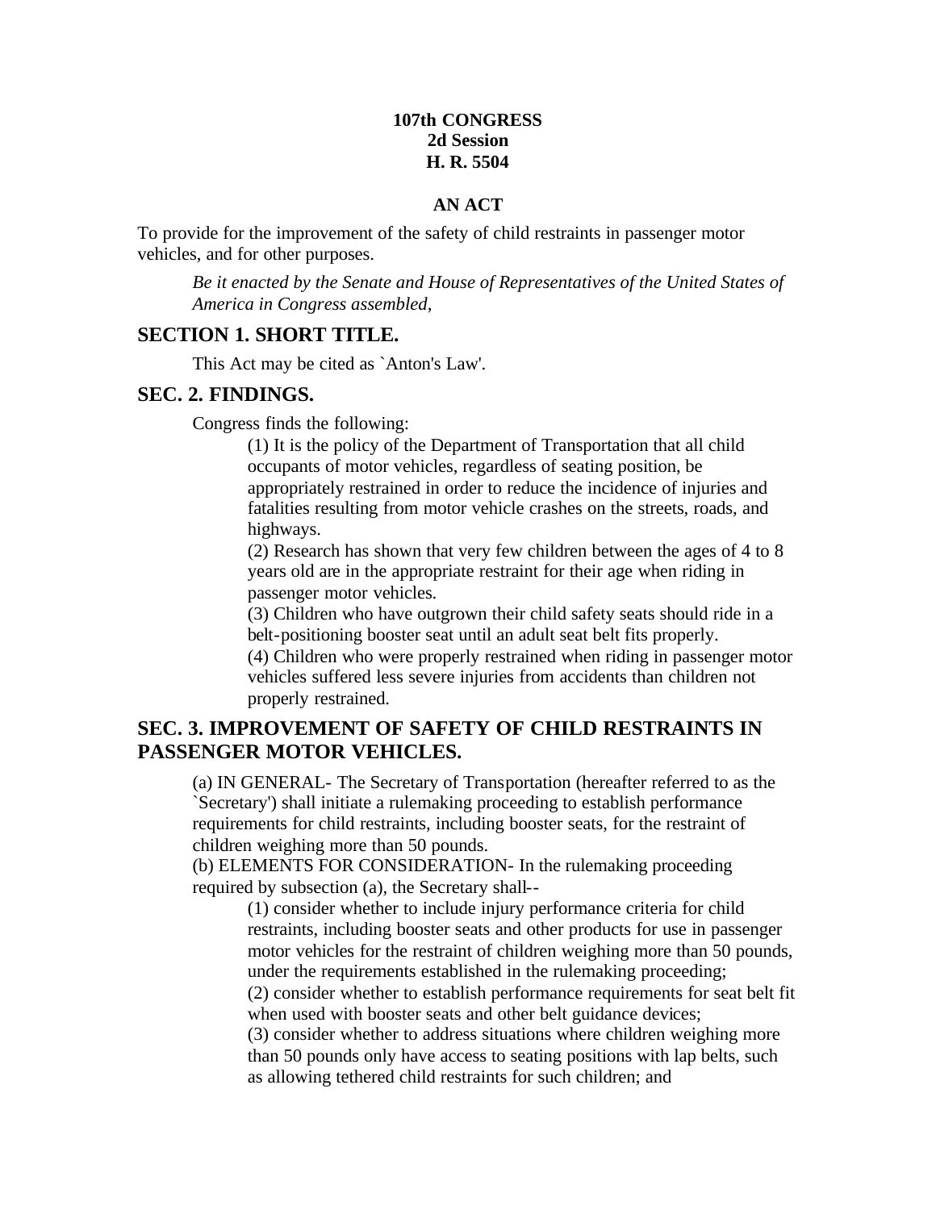**107th CONGRESS**
**2d Session**
**H. R. 5504**

**AN ACT**

To provide for the improvement of the safety of child restraints in passenger motor vehicles, and for other purposes.

*Be it enacted by the Senate and House of Representatives of the United States of America in Congress assembled,*

## SECTION 1. SHORT TITLE.

This Act may be cited as `Anton's Law'.

## SEC. 2. FINDINGS.

Congress finds the following:

(1) It is the policy of the Department of Transportation that all child occupants of motor vehicles, regardless of seating position, be appropriately restrained in order to reduce the incidence of injuries and fatalities resulting from motor vehicle crashes on the streets, roads, and highways.

(2) Research has shown that very few children between the ages of 4 to 8 years old are in the appropriate restraint for their age when riding in passenger motor vehicles.

(3) Children who have outgrown their child safety seats should ride in a belt-positioning booster seat until an adult seat belt fits properly.

(4) Children who were properly restrained when riding in passenger motor vehicles suffered less severe injuries from accidents than children not properly restrained.

## SEC. 3. IMPROVEMENT OF SAFETY OF CHILD RESTRAINTS IN PASSENGER MOTOR VEHICLES.

(a) IN GENERAL- The Secretary of Transportation (hereafter referred to as the `Secretary') shall initiate a rulemaking proceeding to establish performance requirements for child restraints, including booster seats, for the restraint of children weighing more than 50 pounds.

(b) ELEMENTS FOR CONSIDERATION- In the rulemaking proceeding required by subsection (a), the Secretary shall--

(1) consider whether to include injury performance criteria for child restraints, including booster seats and other products for use in passenger motor vehicles for the restraint of children weighing more than 50 pounds, under the requirements established in the rulemaking proceeding;

(2) consider whether to establish performance requirements for seat belt fit when used with booster seats and other belt guidance devices;

(3) consider whether to address situations where children weighing more than 50 pounds only have access to seating positions with lap belts, such as allowing tethered child restraints for such children; and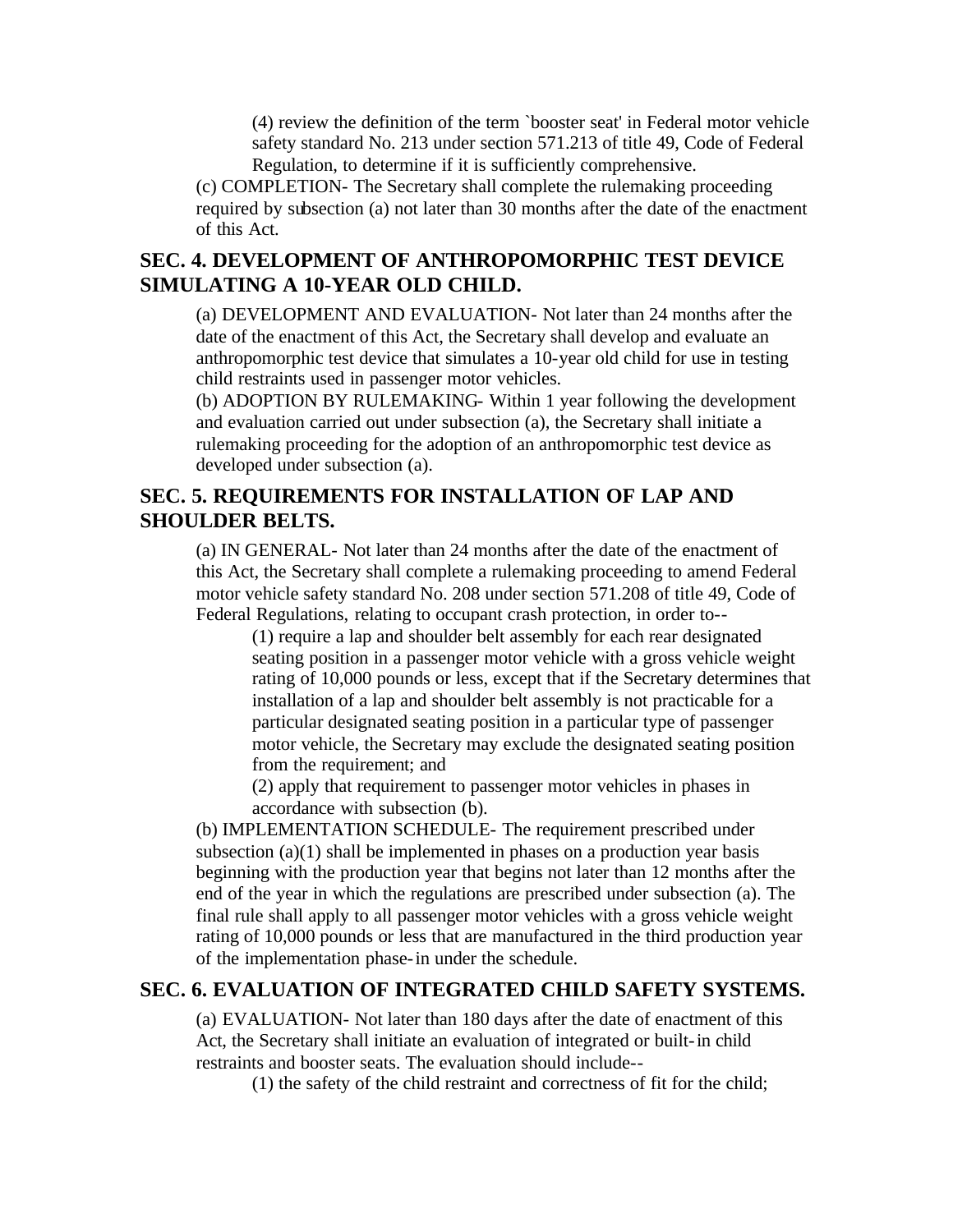(4) review the definition of the term `booster seat' in Federal motor vehicle safety standard No. 213 under section 571.213 of title 49, Code of Federal Regulation, to determine if it is sufficiently comprehensive.

(c) COMPLETION- The Secretary shall complete the rulemaking proceeding required by subsection (a) not later than 30 months after the date of the enactment of this Act.

## SEC. 4. DEVELOPMENT OF ANTHROPOMORPHIC TEST DEVICE SIMULATING A 10-YEAR OLD CHILD.

(a) DEVELOPMENT AND EVALUATION- Not later than 24 months after the date of the enactment of this Act, the Secretary shall develop and evaluate an anthropomorphic test device that simulates a 10-year old child for use in testing child restraints used in passenger motor vehicles.

(b) ADOPTION BY RULEMAKING- Within 1 year following the development and evaluation carried out under subsection (a), the Secretary shall initiate a rulemaking proceeding for the adoption of an anthropomorphic test device as developed under subsection (a).

## SEC. 5. REQUIREMENTS FOR INSTALLATION OF LAP AND SHOULDER BELTS.

(a) IN GENERAL- Not later than 24 months after the date of the enactment of this Act, the Secretary shall complete a rulemaking proceeding to amend Federal motor vehicle safety standard No. 208 under section 571.208 of title 49, Code of Federal Regulations, relating to occupant crash protection, in order to--

(1) require a lap and shoulder belt assembly for each rear designated seating position in a passenger motor vehicle with a gross vehicle weight rating of 10,000 pounds or less, except that if the Secretary determines that installation of a lap and shoulder belt assembly is not practicable for a particular designated seating position in a particular type of passenger motor vehicle, the Secretary may exclude the designated seating position from the requirement; and

(2) apply that requirement to passenger motor vehicles in phases in accordance with subsection (b).

(b) IMPLEMENTATION SCHEDULE- The requirement prescribed under subsection (a)(1) shall be implemented in phases on a production year basis beginning with the production year that begins not later than 12 months after the end of the year in which the regulations are prescribed under subsection (a). The final rule shall apply to all passenger motor vehicles with a gross vehicle weight rating of 10,000 pounds or less that are manufactured in the third production year of the implementation phase-in under the schedule.

## SEC. 6. EVALUATION OF INTEGRATED CHILD SAFETY SYSTEMS.

(a) EVALUATION- Not later than 180 days after the date of enactment of this Act, the Secretary shall initiate an evaluation of integrated or built-in child restraints and booster seats. The evaluation should include--

(1) the safety of the child restraint and correctness of fit for the child;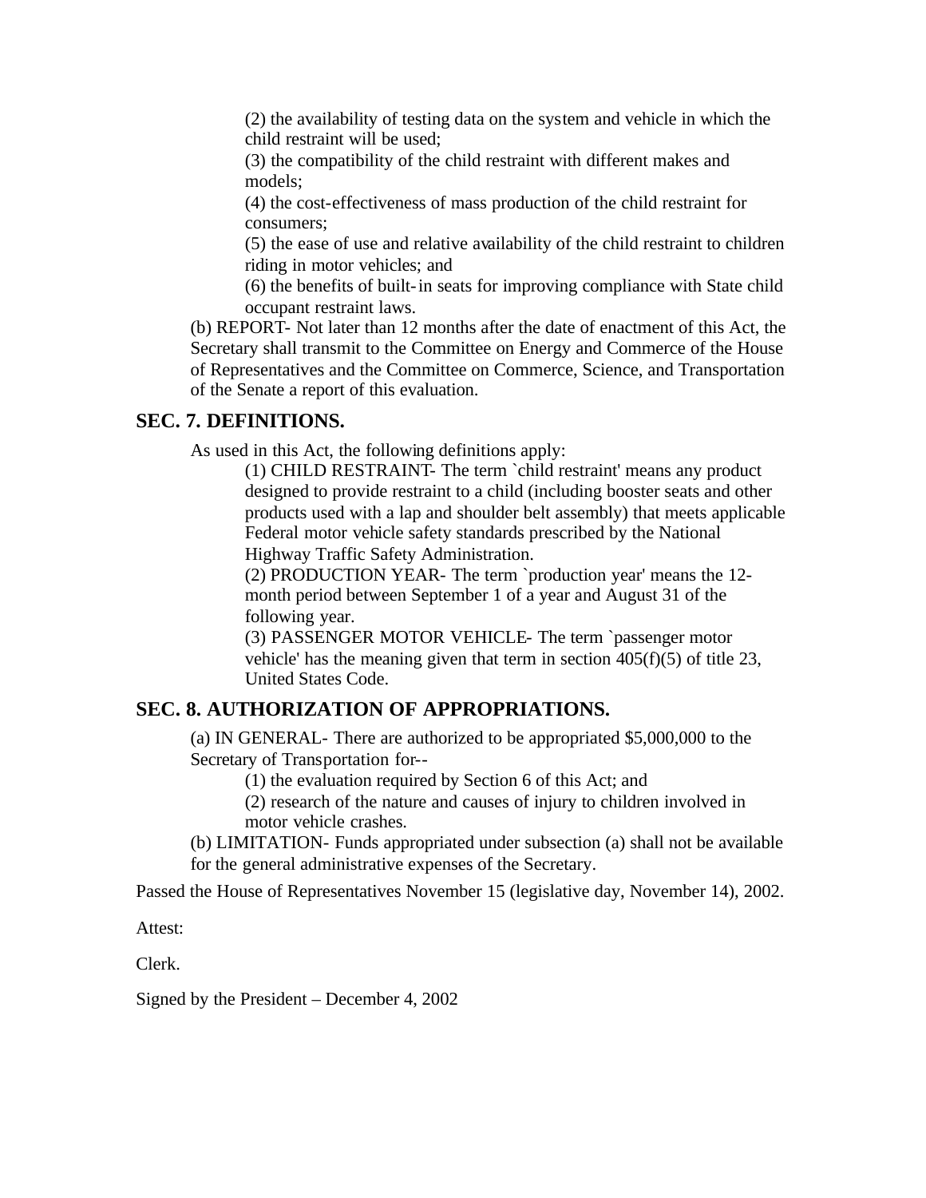(2) the availability of testing data on the system and vehicle in which the child restraint will be used;

(3) the compatibility of the child restraint with different makes and models;

(4) the cost-effectiveness of mass production of the child restraint for consumers;

(5) the ease of use and relative availability of the child restraint to children riding in motor vehicles; and

(6) the benefits of built-in seats for improving compliance with State child occupant restraint laws.

(b) REPORT- Not later than 12 months after the date of enactment of this Act, the Secretary shall transmit to the Committee on Energy and Commerce of the House of Representatives and the Committee on Commerce, Science, and Transportation of the Senate a report of this evaluation.

## SEC. 7. DEFINITIONS.

As used in this Act, the following definitions apply:

(1) CHILD RESTRAINT- The term `child restraint' means any product designed to provide restraint to a child (including booster seats and other products used with a lap and shoulder belt assembly) that meets applicable Federal motor vehicle safety standards prescribed by the National Highway Traffic Safety Administration.

(2) PRODUCTION YEAR- The term `production year' means the 12-month period between September 1 of a year and August 31 of the following year.

(3) PASSENGER MOTOR VEHICLE- The term `passenger motor vehicle' has the meaning given that term in section 405(f)(5) of title 23, United States Code.

## SEC. 8. AUTHORIZATION OF APPROPRIATIONS.

(a) IN GENERAL- There are authorized to be appropriated $5,000,000 to the Secretary of Transportation for--

(1) the evaluation required by Section 6 of this Act; and

(2) research of the nature and causes of injury to children involved in motor vehicle crashes.

(b) LIMITATION- Funds appropriated under subsection (a) shall not be available for the general administrative expenses of the Secretary.

Passed the House of Representatives November 15 (legislative day, November 14), 2002.

Attest:

Clerk.

Signed by the President – December 4, 2002